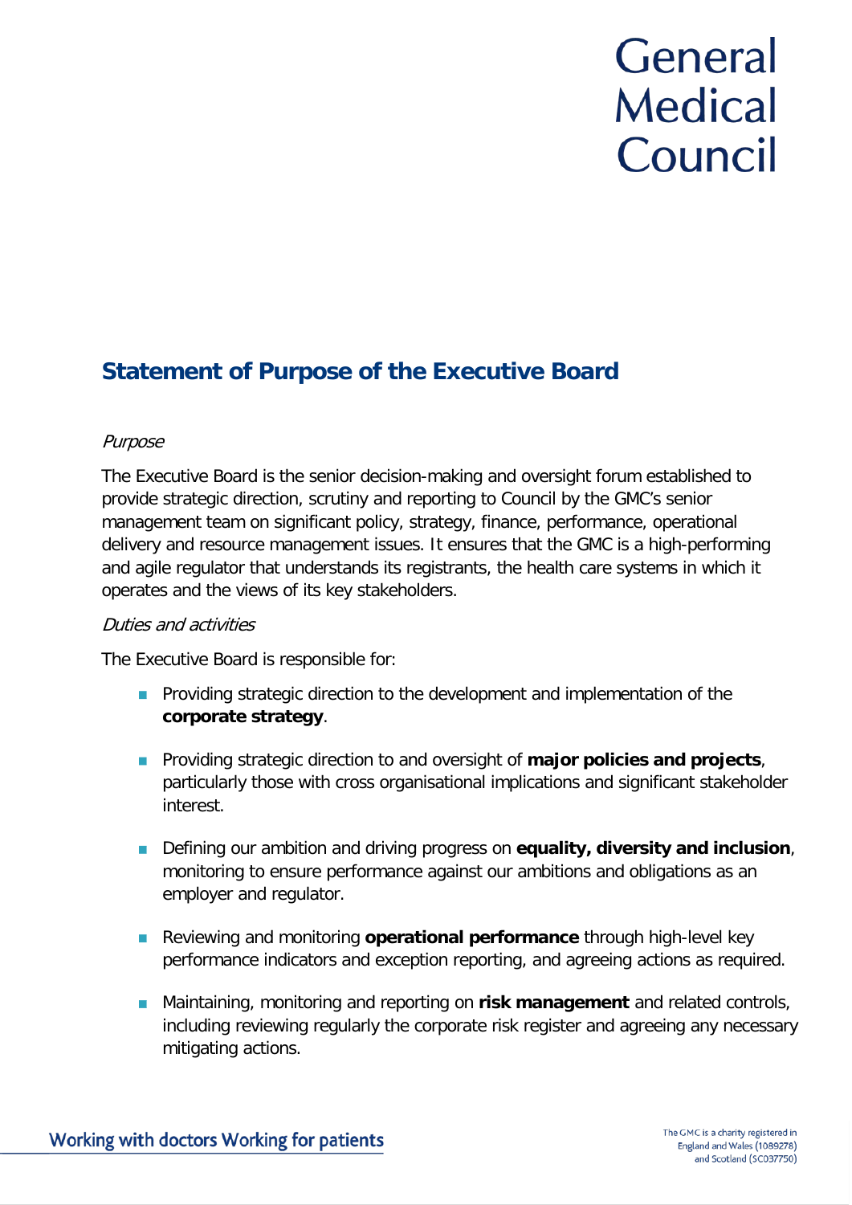# Statement of Purpose of the Executive Board

*Purpose*

The Executive Board is the senior decision-making and oversight forum established to provide strategic direction, scrutiny and reporting to Council by the GMC's senior management team on significant policy, strategy, finance, performance, operational delivery and resource management issues. It ensures that the GMC is a high-performing and agile regulator that understands its registrants, the health care systems in which it operates and the views of its key stakeholders.

*Duties and activities*

The Executive Board is responsible for:

- Providing strategic direction to the development and implementation of the **corporate strategy**.
- Providing strategic direction to and oversight of **major policies and projects**, particularly those with cross organisational implications and significant stakeholder interest.
- Defining our ambition and driving progress on **equality, diversity and inclusion**, monitoring to ensure performance against our ambitions and obligations as an employer and regulator.
- Reviewing and monitoring **operational performance** through high-level key performance indicators and exception reporting, and agreeing actions as required.
- Maintaining, monitoring and reporting on **risk management** and related controls, including reviewing regularly the corporate risk register and agreeing any necessary mitigating actions.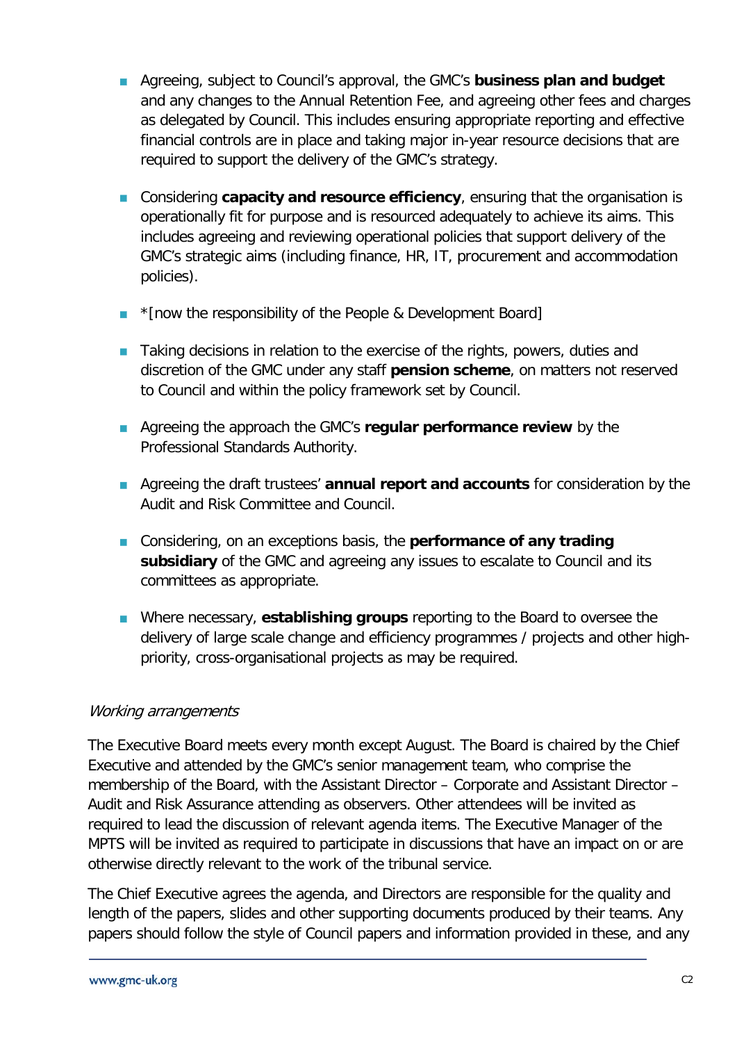- Agreeing, subject to Council's approval, the GMC's **business plan and budget** and any changes to the Annual Retention Fee, and agreeing other fees and charges as delegated by Council. This includes ensuring appropriate reporting and effective financial controls are in place and taking major in-year resource decisions that are required to support the delivery of the GMC's strategy.

- Considering **capacity and resource efficiency**, ensuring that the organisation is operationally fit for purpose and is resourced adequately to achieve its aims. This includes agreeing and reviewing operational policies that support delivery of the GMC's strategic aims (including finance, HR, IT, procurement and accommodation policies).

- *[now the responsibility of the People & Development Board]

- Taking decisions in relation to the exercise of the rights, powers, duties and discretion of the GMC under any staff **pension scheme**, on matters not reserved to Council and within the policy framework set by Council.

- Agreeing the approach the GMC's **regular performance review** by the Professional Standards Authority.

- Agreeing the draft trustees' **annual report and accounts** for consideration by the Audit and Risk Committee and Council.

- Considering, on an exceptions basis, the **performance of any trading subsidiary** of the GMC and agreeing any issues to escalate to Council and its committees as appropriate.

- Where necessary, **establishing groups** reporting to the Board to oversee the delivery of large scale change and efficiency programmes / projects and other high-priority, cross-organisational projects as may be required.

*Working arrangements*

The Executive Board meets every month except August. The Board is chaired by the Chief Executive and attended by the GMC's senior management team, who comprise the membership of the Board, with the Assistant Director – Corporate and Assistant Director – Audit and Risk Assurance attending as observers. Other attendees will be invited as required to lead the discussion of relevant agenda items. The Executive Manager of the MPTS will be invited as required to participate in discussions that have an impact on or are otherwise directly relevant to the work of the tribunal service.

The Chief Executive agrees the agenda, and Directors are responsible for the quality and length of the papers, slides and other supporting documents produced by their teams. Any papers should follow the style of Council papers and information provided in these, and any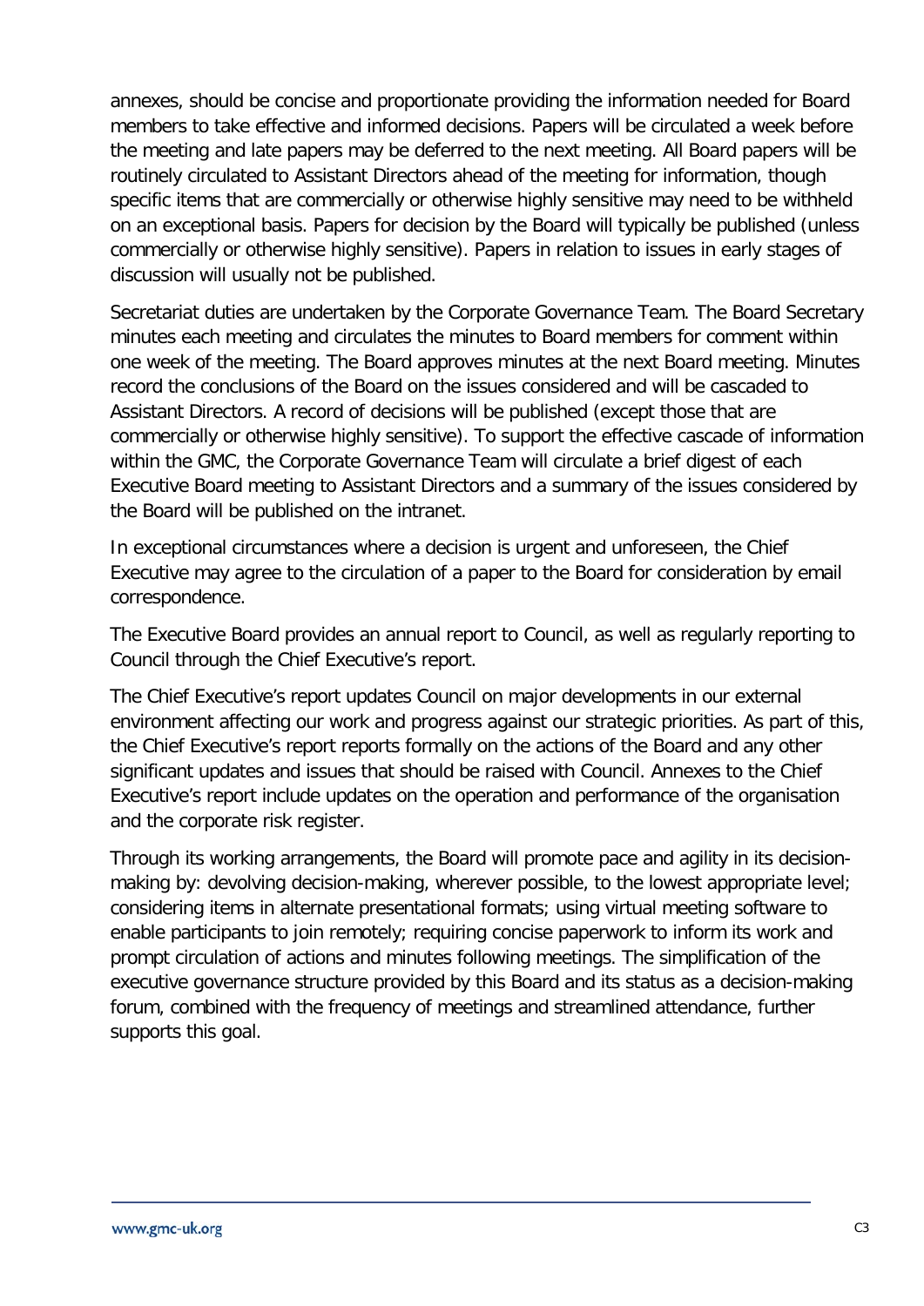annexes, should be concise and proportionate providing the information needed for Board members to take effective and informed decisions. Papers will be circulated a week before the meeting and late papers may be deferred to the next meeting. All Board papers will be routinely circulated to Assistant Directors ahead of the meeting for information, though specific items that are commercially or otherwise highly sensitive may need to be withheld on an exceptional basis. Papers for decision by the Board will typically be published (unless commercially or otherwise highly sensitive). Papers in relation to issues in early stages of discussion will usually not be published.

Secretariat duties are undertaken by the Corporate Governance Team. The Board Secretary minutes each meeting and circulates the minutes to Board members for comment within one week of the meeting. The Board approves minutes at the next Board meeting. Minutes record the conclusions of the Board on the issues considered and will be cascaded to Assistant Directors. A record of decisions will be published (except those that are commercially or otherwise highly sensitive). To support the effective cascade of information within the GMC, the Corporate Governance Team will circulate a brief digest of each Executive Board meeting to Assistant Directors and a summary of the issues considered by the Board will be published on the intranet.

In exceptional circumstances where a decision is urgent and unforeseen, the Chief Executive may agree to the circulation of a paper to the Board for consideration by email correspondence.

The Executive Board provides an annual report to Council, as well as regularly reporting to Council through the Chief Executive's report.

The Chief Executive's report updates Council on major developments in our external environment affecting our work and progress against our strategic priorities. As part of this, the Chief Executive's report reports formally on the actions of the Board and any other significant updates and issues that should be raised with Council. Annexes to the Chief Executive's report include updates on the operation and performance of the organisation and the corporate risk register.

Through its working arrangements, the Board will promote pace and agility in its decision-making by: devolving decision-making, wherever possible, to the lowest appropriate level; considering items in alternate presentational formats; using virtual meeting software to enable participants to join remotely; requiring concise paperwork to inform its work and prompt circulation of actions and minutes following meetings. The simplification of the executive governance structure provided by this Board and its status as a decision-making forum, combined with the frequency of meetings and streamlined attendance, further supports this goal.